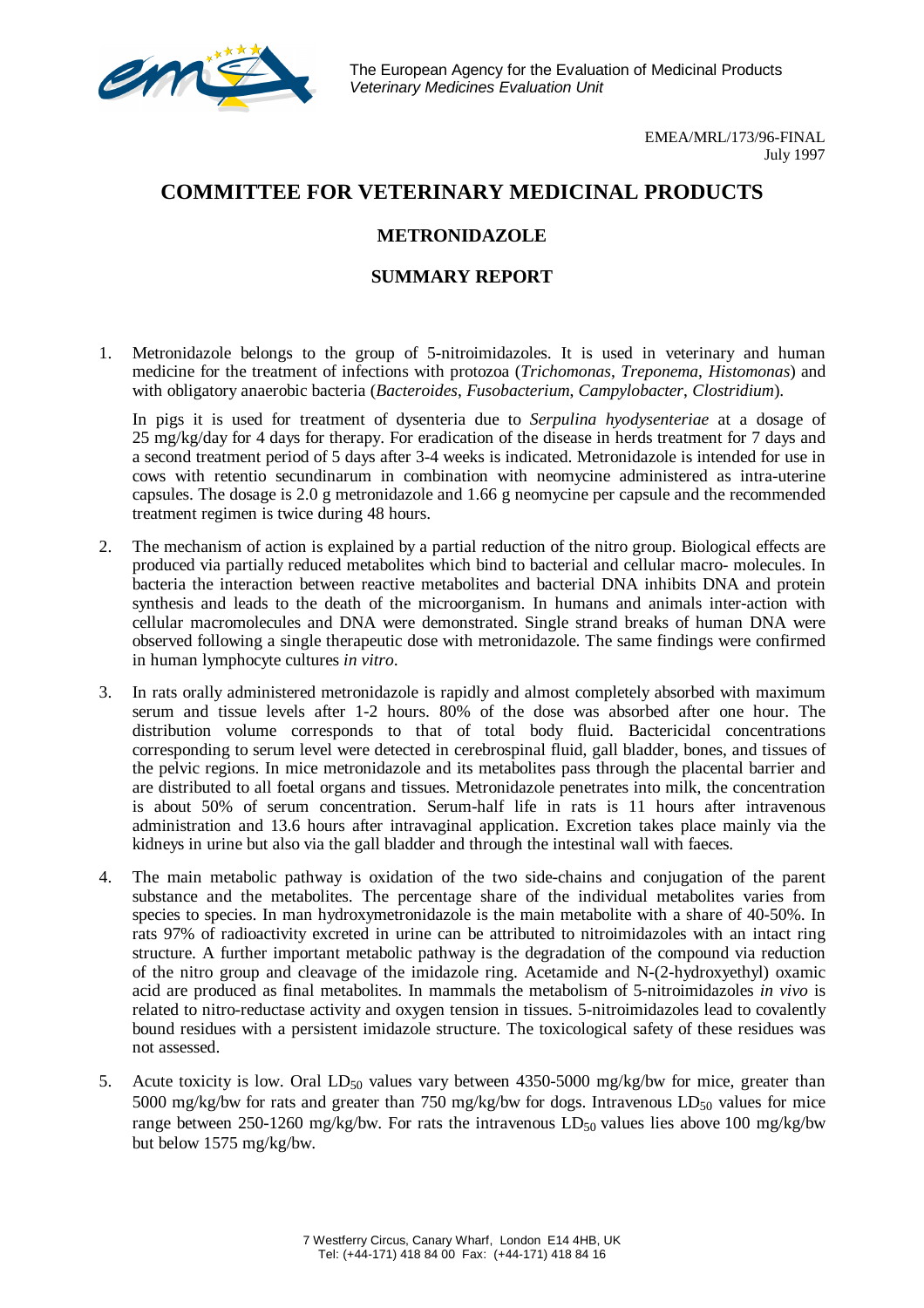The European Agency for the Evaluation of Medicinal Products
*Veterinary Medicines Evaluation Unit*

EMEA/MRL/173/96-FINAL
July 1997

# COMMITTEE FOR VETERINARY MEDICINAL PRODUCTS

## METRONIDAZOLE

## SUMMARY REPORT

1. Metronidazole belongs to the group of 5-nitroimidazoles. It is used in veterinary and human medicine for the treatment of infections with protozoa (*Trichomonas*, *Treponema*, *Histomonas*) and with obligatory anaerobic bacteria (*Bacteroides*, *Fusobacterium*, *Campylobacter*, *Clostridium*).

   In pigs it is used for treatment of dysenteria due to *Serpulina hyodysenteriae* at a dosage of 25 mg/kg/day for 4 days for therapy. For eradication of the disease in herds treatment for 7 days and a second treatment period of 5 days after 3-4 weeks is indicated. Metronidazole is intended for use in cows with retentio secundinarum in combination with neomycine administered as intra-uterine capsules. The dosage is 2.0 g metronidazole and 1.66 g neomycine per capsule and the recommended treatment regimen is twice during 48 hours.

2. The mechanism of action is explained by a partial reduction of the nitro group. Biological effects are produced via partially reduced metabolites which bind to bacterial and cellular macro- molecules. In bacteria the interaction between reactive metabolites and bacterial DNA inhibits DNA and protein synthesis and leads to the death of the microorganism. In humans and animals inter-action with cellular macromolecules and DNA were demonstrated. Single strand breaks of human DNA were observed following a single therapeutic dose with metronidazole. The same findings were confirmed in human lymphocyte cultures *in vitro*.

3. In rats orally administered metronidazole is rapidly and almost completely absorbed with maximum serum and tissue levels after 1-2 hours. 80% of the dose was absorbed after one hour. The distribution volume corresponds to that of total body fluid. Bactericidal concentrations corresponding to serum level were detected in cerebrospinal fluid, gall bladder, bones, and tissues of the pelvic regions. In mice metronidazole and its metabolites pass through the placental barrier and are distributed to all foetal organs and tissues. Metronidazole penetrates into milk, the concentration is about 50% of serum concentration. Serum-half life in rats is 11 hours after intravenous administration and 13.6 hours after intravaginal application. Excretion takes place mainly via the kidneys in urine but also via the gall bladder and through the intestinal wall with faeces.

4. The main metabolic pathway is oxidation of the two side-chains and conjugation of the parent substance and the metabolites. The percentage share of the individual metabolites varies from species to species. In man hydroxymetronidazole is the main metabolite with a share of 40-50%. In rats 97% of radioactivity excreted in urine can be attributed to nitroimidazoles with an intact ring structure. A further important metabolic pathway is the degradation of the compound via reduction of the nitro group and cleavage of the imidazole ring. Acetamide and N-(2-hydroxyethyl) oxamic acid are produced as final metabolites. In mammals the metabolism of 5-nitroimidazoles *in vivo* is related to nitro-reductase activity and oxygen tension in tissues. 5-nitroimidazoles lead to covalently bound residues with a persistent imidazole structure. The toxicological safety of these residues was not assessed.

5. Acute toxicity is low. Oral $LD_{50}$ values vary between 4350-5000 mg/kg/bw for mice, greater than 5000 mg/kg/bw for rats and greater than 750 mg/kg/bw for dogs. Intravenous $LD_{50}$ values for mice range between 250-1260 mg/kg/bw. For rats the intravenous $LD_{50}$ values lies above 100 mg/kg/bw but below 1575 mg/kg/bw.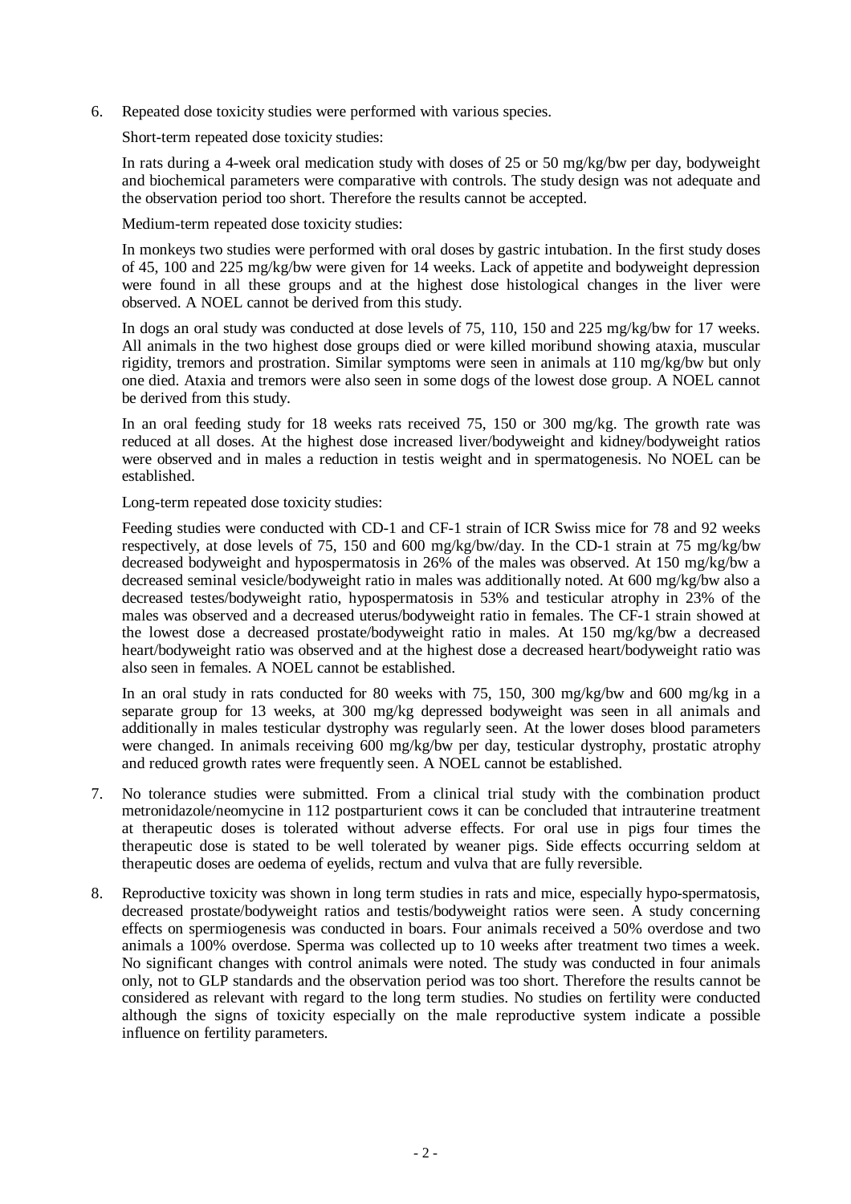6. Repeated dose toxicity studies were performed with various species.

   Short-term repeated dose toxicity studies:

   In rats during a 4-week oral medication study with doses of 25 or 50 mg/kg/bw per day, bodyweight and biochemical parameters were comparative with controls. The study design was not adequate and the observation period too short. Therefore the results cannot be accepted.

   Medium-term repeated dose toxicity studies:

   In monkeys two studies were performed with oral doses by gastric intubation. In the first study doses of 45, 100 and 225 mg/kg/bw were given for 14 weeks. Lack of appetite and bodyweight depression were found in all these groups and at the highest dose histological changes in the liver were observed. A NOEL cannot be derived from this study.

   In dogs an oral study was conducted at dose levels of 75, 110, 150 and 225 mg/kg/bw for 17 weeks. All animals in the two highest dose groups died or were killed moribund showing ataxia, muscular rigidity, tremors and prostration. Similar symptoms were seen in animals at 110 mg/kg/bw but only one died. Ataxia and tremors were also seen in some dogs of the lowest dose group. A NOEL cannot be derived from this study.

   In an oral feeding study for 18 weeks rats received 75, 150 or 300 mg/kg. The growth rate was reduced at all doses. At the highest dose increased liver/bodyweight and kidney/bodyweight ratios were observed and in males a reduction in testis weight and in spermatogenesis. No NOEL can be established.

   Long-term repeated dose toxicity studies:

   Feeding studies were conducted with CD-1 and CF-1 strain of ICR Swiss mice for 78 and 92 weeks respectively, at dose levels of 75, 150 and 600 mg/kg/bw/day. In the CD-1 strain at 75 mg/kg/bw decreased bodyweight and hypospermatosis in 26% of the males was observed. At 150 mg/kg/bw a decreased seminal vesicle/bodyweight ratio in males was additionally noted. At 600 mg/kg/bw also a decreased testes/bodyweight ratio, hypospermatosis in 53% and testicular atrophy in 23% of the males was observed and a decreased uterus/bodyweight ratio in females. The CF-1 strain showed at the lowest dose a decreased prostate/bodyweight ratio in males. At 150 mg/kg/bw a decreased heart/bodyweight ratio was observed and at the highest dose a decreased heart/bodyweight ratio was also seen in females. A NOEL cannot be established.

   In an oral study in rats conducted for 80 weeks with 75, 150, 300 mg/kg/bw and 600 mg/kg in a separate group for 13 weeks, at 300 mg/kg depressed bodyweight was seen in all animals and additionally in males testicular dystrophy was regularly seen. At the lower doses blood parameters were changed. In animals receiving 600 mg/kg/bw per day, testicular dystrophy, prostatic atrophy and reduced growth rates were frequently seen. A NOEL cannot be established.

7. No tolerance studies were submitted. From a clinical trial study with the combination product metronidazole/neomycine in 112 postparturient cows it can be concluded that intrauterine treatment at therapeutic doses is tolerated without adverse effects. For oral use in pigs four times the therapeutic dose is stated to be well tolerated by weaner pigs. Side effects occurring seldom at therapeutic doses are oedema of eyelids, rectum and vulva that are fully reversible.

8. Reproductive toxicity was shown in long term studies in rats and mice, especially hypo-spermatosis, decreased prostate/bodyweight ratios and testis/bodyweight ratios were seen. A study concerning effects on spermiogenesis was conducted in boars. Four animals received a 50% overdose and two animals a 100% overdose. Sperma was collected up to 10 weeks after treatment two times a week. No significant changes with control animals were noted. The study was conducted in four animals only, not to GLP standards and the observation period was too short. Therefore the results cannot be considered as relevant with regard to the long term studies. No studies on fertility were conducted although the signs of toxicity especially on the male reproductive system indicate a possible influence on fertility parameters.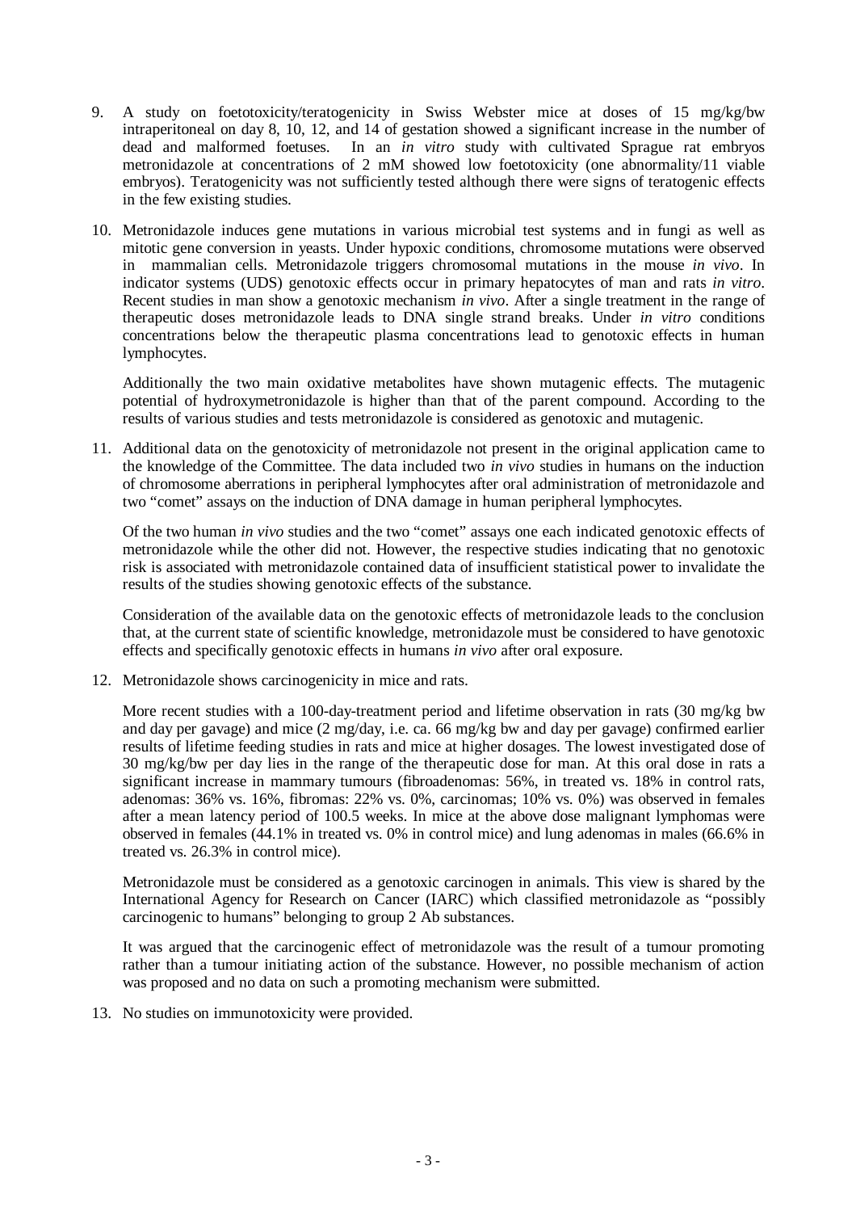9. A study on foetotoxicity/teratogenicity in Swiss Webster mice at doses of 15 mg/kg/bw intraperitoneal on day 8, 10, 12, and 14 of gestation showed a significant increase in the number of dead and malformed foetuses. In an *in vitro* study with cultivated Sprague rat embryos metronidazole at concentrations of 2 mM showed low foetotoxicity (one abnormality/11 viable embryos). Teratogenicity was not sufficiently tested although there were signs of teratogenic effects in the few existing studies.

10. Metronidazole induces gene mutations in various microbial test systems and in fungi as well as mitotic gene conversion in yeasts. Under hypoxic conditions, chromosome mutations were observed in mammalian cells. Metronidazole triggers chromosomal mutations in the mouse *in vivo*. In indicator systems (UDS) genotoxic effects occur in primary hepatocytes of man and rats *in vitro*. Recent studies in man show a genotoxic mechanism *in vivo*. After a single treatment in the range of therapeutic doses metronidazole leads to DNA single strand breaks. Under *in vitro* conditions concentrations below the therapeutic plasma concentrations lead to genotoxic effects in human lymphocytes.

    Additionally the two main oxidative metabolites have shown mutagenic effects. The mutagenic potential of hydroxymetronidazole is higher than that of the parent compound. According to the results of various studies and tests metronidazole is considered as genotoxic and mutagenic.

11. Additional data on the genotoxicity of metronidazole not present in the original application came to the knowledge of the Committee. The data included two *in vivo* studies in humans on the induction of chromosome aberrations in peripheral lymphocytes after oral administration of metronidazole and two "comet" assays on the induction of DNA damage in human peripheral lymphocytes.

    Of the two human *in vivo* studies and the two "comet" assays one each indicated genotoxic effects of metronidazole while the other did not. However, the respective studies indicating that no genotoxic risk is associated with metronidazole contained data of insufficient statistical power to invalidate the results of the studies showing genotoxic effects of the substance.

    Consideration of the available data on the genotoxic effects of metronidazole leads to the conclusion that, at the current state of scientific knowledge, metronidazole must be considered to have genotoxic effects and specifically genotoxic effects in humans *in vivo* after oral exposure.

12. Metronidazole shows carcinogenicity in mice and rats.

    More recent studies with a 100-day-treatment period and lifetime observation in rats (30 mg/kg bw and day per gavage) and mice (2 mg/day, i.e. ca. 66 mg/kg bw and day per gavage) confirmed earlier results of lifetime feeding studies in rats and mice at higher dosages. The lowest investigated dose of 30 mg/kg/bw per day lies in the range of the therapeutic dose for man. At this oral dose in rats a significant increase in mammary tumours (fibroadenomas: 56%, in treated vs. 18% in control rats, adenomas: 36% vs. 16%, fibromas: 22% vs. 0%, carcinomas; 10% vs. 0%) was observed in females after a mean latency period of 100.5 weeks. In mice at the above dose malignant lymphomas were observed in females (44.1% in treated vs. 0% in control mice) and lung adenomas in males (66.6% in treated vs. 26.3% in control mice).

    Metronidazole must be considered as a genotoxic carcinogen in animals. This view is shared by the International Agency for Research on Cancer (IARC) which classified metronidazole as "possibly carcinogenic to humans" belonging to group 2 Ab substances.

    It was argued that the carcinogenic effect of metronidazole was the result of a tumour promoting rather than a tumour initiating action of the substance. However, no possible mechanism of action was proposed and no data on such a promoting mechanism were submitted.

13. No studies on immunotoxicity were provided.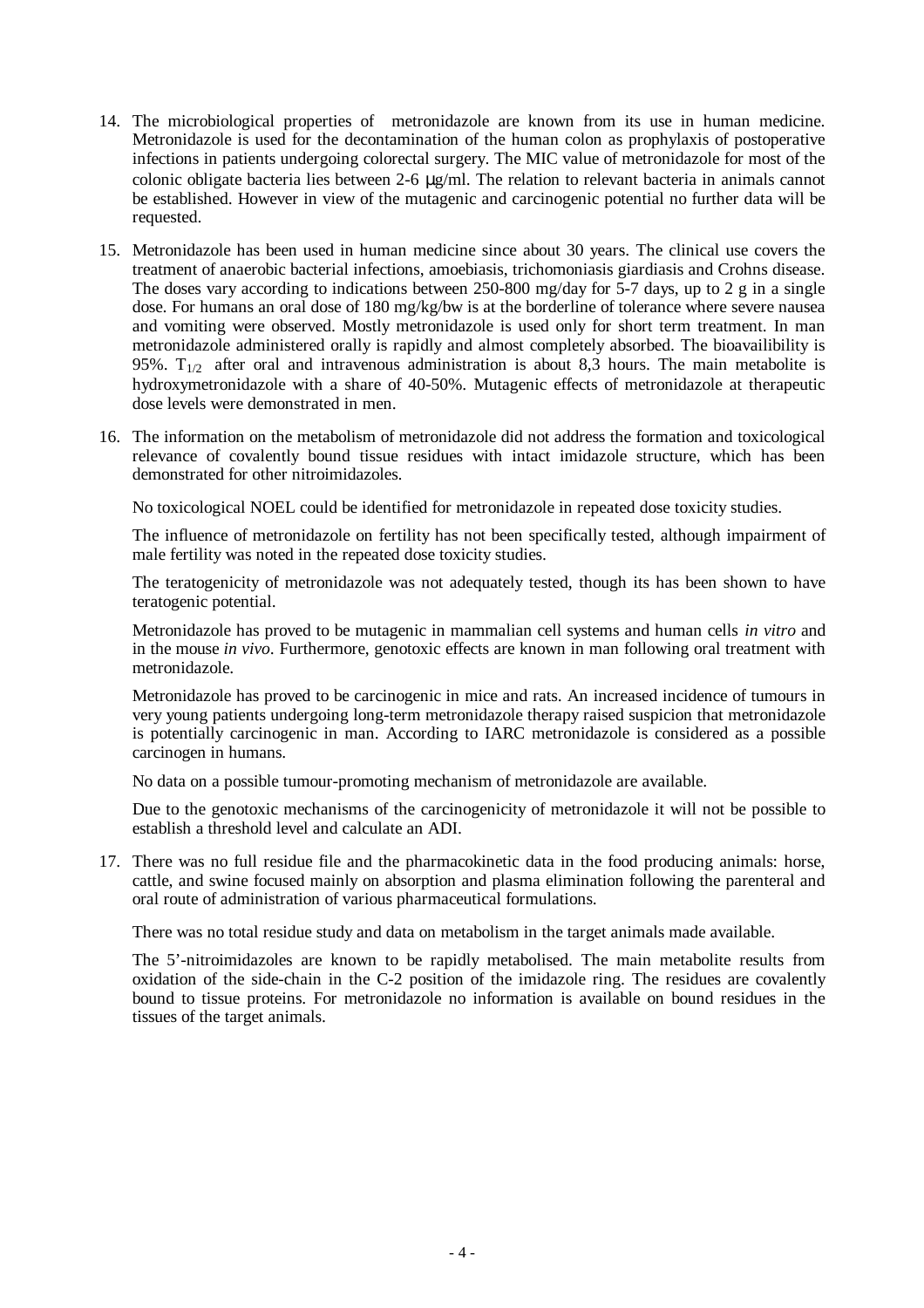14. The microbiological properties of metronidazole are known from its use in human medicine. Metronidazole is used for the decontamination of the human colon as prophylaxis of postoperative infections in patients undergoing colorectal surgery. The MIC value of metronidazole for most of the colonic obligate bacteria lies between 2-6 µg/ml. The relation to relevant bacteria in animals cannot be established. However in view of the mutagenic and carcinogenic potential no further data will be requested.

15. Metronidazole has been used in human medicine since about 30 years. The clinical use covers the treatment of anaerobic bacterial infections, amoebiasis, trichomoniasis giardiasis and Crohns disease. The doses vary according to indications between 250-800 mg/day for 5-7 days, up to 2 g in a single dose. For humans an oral dose of 180 mg/kg/bw is at the borderline of tolerance where severe nausea and vomiting were observed. Mostly metronidazole is used only for short term treatment. In man metronidazole administered orally is rapidly and almost completely absorbed. The bioavailibility is 95%. $T_{1/2}$ after oral and intravenous administration is about 8,3 hours. The main metabolite is hydroxymetronidazole with a share of 40-50%. Mutagenic effects of metronidazole at therapeutic dose levels were demonstrated in men.

16. The information on the metabolism of metronidazole did not address the formation and toxicological relevance of covalently bound tissue residues with intact imidazole structure, which has been demonstrated for other nitroimidazoles.

    No toxicological NOEL could be identified for metronidazole in repeated dose toxicity studies.

    The influence of metronidazole on fertility has not been specifically tested, although impairment of male fertility was noted in the repeated dose toxicity studies.

    The teratogenicity of metronidazole was not adequately tested, though its has been shown to have teratogenic potential.

    Metronidazole has proved to be mutagenic in mammalian cell systems and human cells *in vitro* and in the mouse *in vivo*. Furthermore, genotoxic effects are known in man following oral treatment with metronidazole.

    Metronidazole has proved to be carcinogenic in mice and rats. An increased incidence of tumours in very young patients undergoing long-term metronidazole therapy raised suspicion that metronidazole is potentially carcinogenic in man. According to IARC metronidazole is considered as a possible carcinogen in humans.

    No data on a possible tumour-promoting mechanism of metronidazole are available.

    Due to the genotoxic mechanisms of the carcinogenicity of metronidazole it will not be possible to establish a threshold level and calculate an ADI.

17. There was no full residue file and the pharmacokinetic data in the food producing animals: horse, cattle, and swine focused mainly on absorption and plasma elimination following the parenteral and oral route of administration of various pharmaceutical formulations.

    There was no total residue study and data on metabolism in the target animals made available.

    The 5'-nitroimidazoles are known to be rapidly metabolised. The main metabolite results from oxidation of the side-chain in the C-2 position of the imidazole ring. The residues are covalently bound to tissue proteins. For metronidazole no information is available on bound residues in the tissues of the target animals.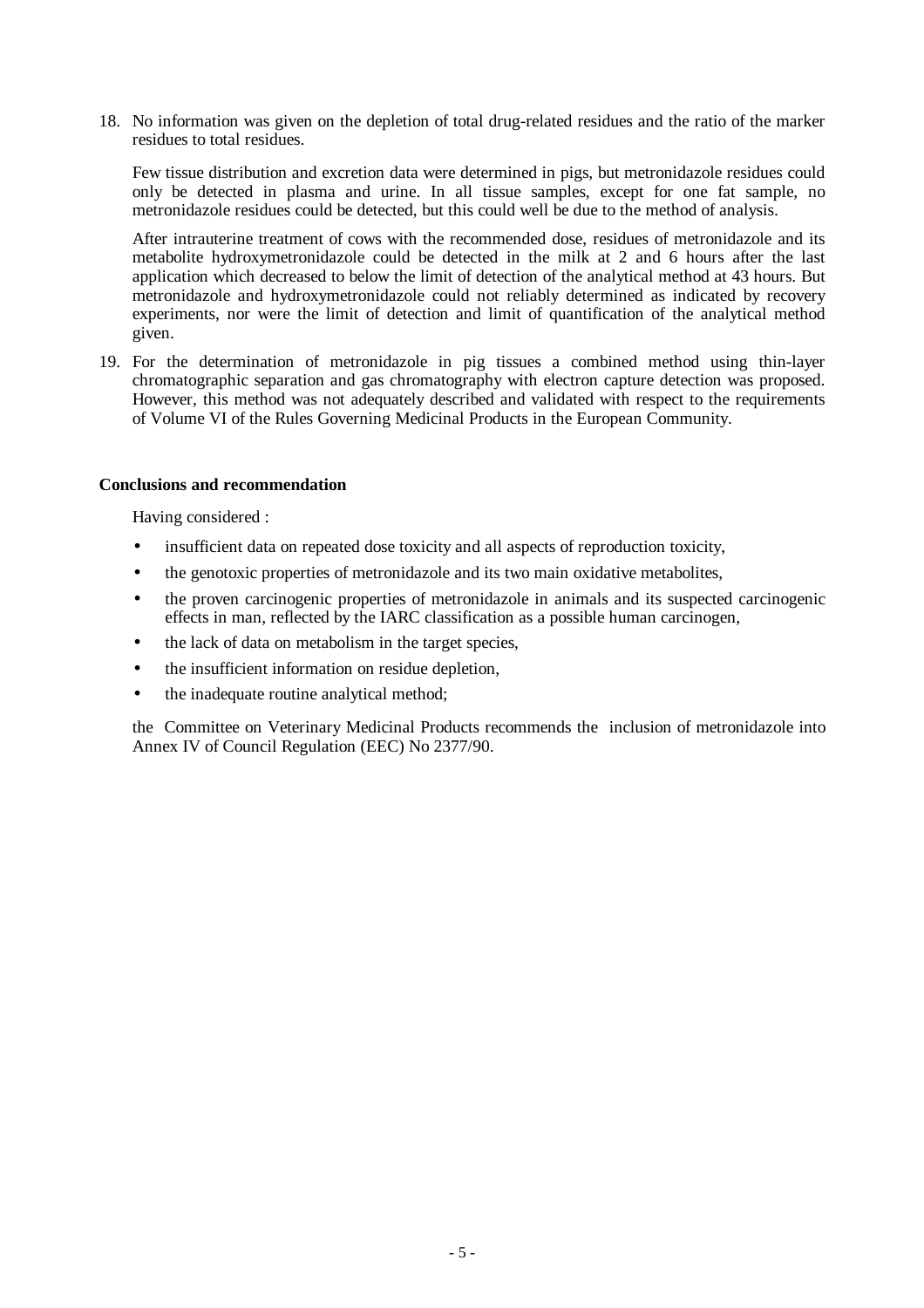18. No information was given on the depletion of total drug-related residues and the ratio of the marker residues to total residues.

    Few tissue distribution and excretion data were determined in pigs, but metronidazole residues could only be detected in plasma and urine. In all tissue samples, except for one fat sample, no metronidazole residues could be detected, but this could well be due to the method of analysis.

    After intrauterine treatment of cows with the recommended dose, residues of metronidazole and its metabolite hydroxymetronidazole could be detected in the milk at 2 and 6 hours after the last application which decreased to below the limit of detection of the analytical method at 43 hours. But metronidazole and hydroxymetronidazole could not reliably determined as indicated by recovery experiments, nor were the limit of detection and limit of quantification of the analytical method given.

19. For the determination of metronidazole in pig tissues a combined method using thin-layer chromatographic separation and gas chromatography with electron capture detection was proposed. However, this method was not adequately described and validated with respect to the requirements of Volume VI of the Rules Governing Medicinal Products in the European Community.

**Conclusions and recommendation**

Having considered :

- insufficient data on repeated dose toxicity and all aspects of reproduction toxicity,
- the genotoxic properties of metronidazole and its two main oxidative metabolites,
- the proven carcinogenic properties of metronidazole in animals and its suspected carcinogenic effects in man, reflected by the IARC classification as a possible human carcinogen,
- the lack of data on metabolism in the target species,
- the insufficient information on residue depletion,
- the inadequate routine analytical method;

the Committee on Veterinary Medicinal Products recommends the inclusion of metronidazole into Annex IV of Council Regulation (EEC) No 2377/90.